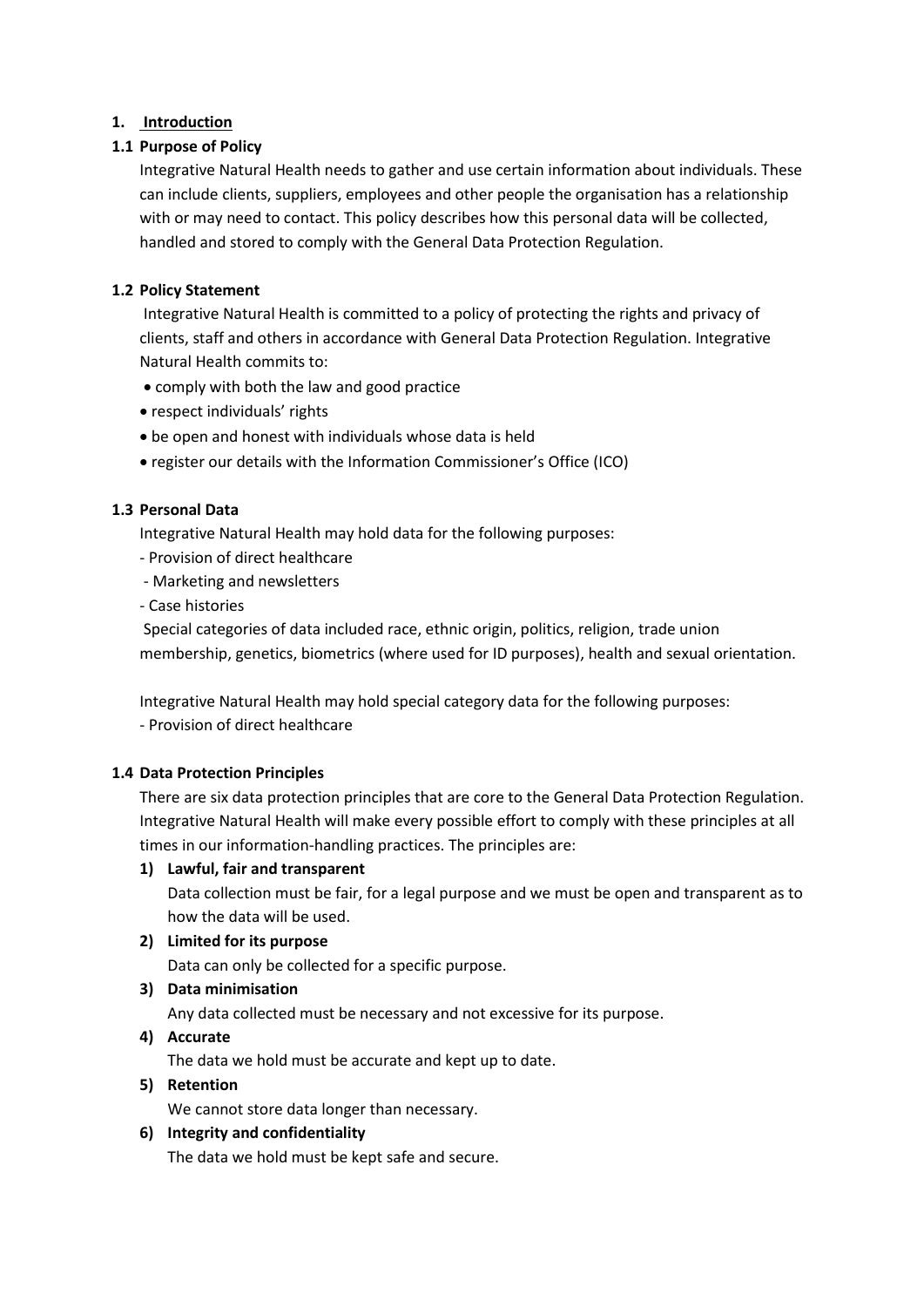# 1. Introduction

## 1.1 Purpose of Policy

Integrative Natural Health needs to gather and use certain information about individuals. These can include clients, suppliers, employees and other people the organisation has a relationship with or may need to contact. This policy describes how this personal data will be collected, handled and stored to comply with the General Data Protection Regulation.

## 1.2 Policy Statement

Integrative Natural Health is committed to a policy of protecting the rights and privacy of clients, staff and others in accordance with General Data Protection Regulation. Integrative Natural Health commits to:

- comply with both the law and good practice
- respect individuals' rights
- be open and honest with individuals whose data is held
- register our details with the Information Commissioner's Office (ICO)

## 1.3 Personal Data

Integrative Natural Health may hold data for the following purposes:

- Provision of direct healthcare
- Marketing and newsletters
- Case histories

Special categories of data included race, ethnic origin, politics, religion, trade union membership, genetics, biometrics (where used for ID purposes), health and sexual orientation.

Integrative Natural Health may hold special category data for the following purposes:

- Provision of direct healthcare

## 1.4 Data Protection Principles

There are six data protection principles that are core to the General Data Protection Regulation. Integrative Natural Health will make every possible effort to comply with these principles at all times in our information-handling practices. The principles are:

1) **Lawful, fair and transparent**
   Data collection must be fair, for a legal purpose and we must be open and transparent as to how the data will be used.
2) **Limited for its purpose**
   Data can only be collected for a specific purpose.
3) **Data minimisation**
   Any data collected must be necessary and not excessive for its purpose.
4) **Accurate**
   The data we hold must be accurate and kept up to date.
5) **Retention**
   We cannot store data longer than necessary.
6) **Integrity and confidentiality**
   The data we hold must be kept safe and secure.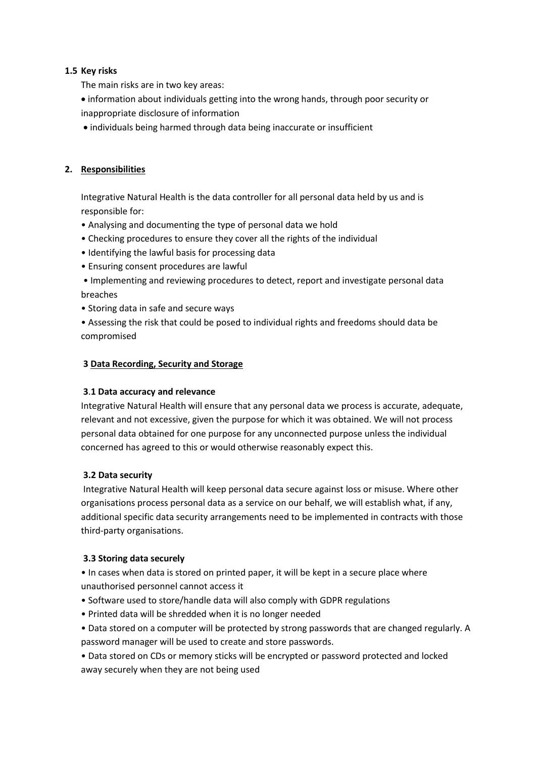### 1.5 Key risks

The main risks are in two key areas:

- information about individuals getting into the wrong hands, through poor security or inappropriate disclosure of information
- individuals being harmed through data being inaccurate or insufficient

## 2. Responsibilities

Integrative Natural Health is the data controller for all personal data held by us and is responsible for:

- Analysing and documenting the type of personal data we hold
- Checking procedures to ensure they cover all the rights of the individual
- Identifying the lawful basis for processing data
- Ensuring consent procedures are lawful
- Implementing and reviewing procedures to detect, report and investigate personal data breaches
- Storing data in safe and secure ways
- Assessing the risk that could be posed to individual rights and freedoms should data be compromised

## 3 Data Recording, Security and Storage

### 3.1 Data accuracy and relevance

Integrative Natural Health will ensure that any personal data we process is accurate, adequate, relevant and not excessive, given the purpose for which it was obtained. We will not process personal data obtained for one purpose for any unconnected purpose unless the individual concerned has agreed to this or would otherwise reasonably expect this.

### 3.2 Data security

Integrative Natural Health will keep personal data secure against loss or misuse. Where other organisations process personal data as a service on our behalf, we will establish what, if any, additional specific data security arrangements need to be implemented in contracts with those third-party organisations.

### 3.3 Storing data securely

- In cases when data is stored on printed paper, it will be kept in a secure place where unauthorised personnel cannot access it
- Software used to store/handle data will also comply with GDPR regulations
- Printed data will be shredded when it is no longer needed
- Data stored on a computer will be protected by strong passwords that are changed regularly. A password manager will be used to create and store passwords.
- Data stored on CDs or memory sticks will be encrypted or password protected and locked away securely when they are not being used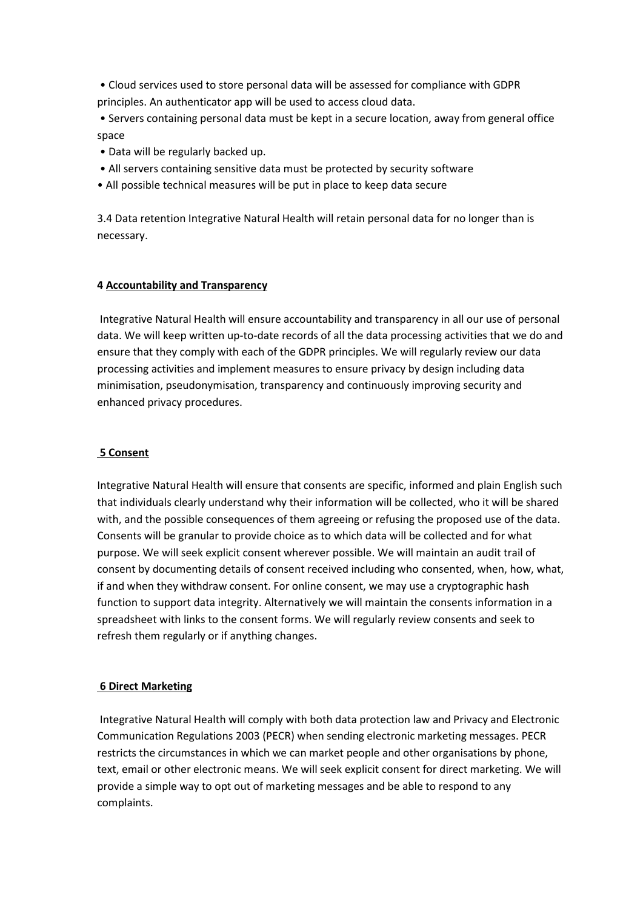- Cloud services used to store personal data will be assessed for compliance with GDPR principles. An authenticator app will be used to access cloud data.
- Servers containing personal data must be kept in a secure location, away from general office space
- Data will be regularly backed up.
- All servers containing sensitive data must be protected by security software
- All possible technical measures will be put in place to keep data secure

3.4 Data retention Integrative Natural Health will retain personal data for no longer than is necessary.

## 4 Accountability and Transparency

Integrative Natural Health will ensure accountability and transparency in all our use of personal data. We will keep written up-to-date records of all the data processing activities that we do and ensure that they comply with each of the GDPR principles. We will regularly review our data processing activities and implement measures to ensure privacy by design including data minimisation, pseudonymisation, transparency and continuously improving security and enhanced privacy procedures.

## 5 Consent

Integrative Natural Health will ensure that consents are specific, informed and plain English such that individuals clearly understand why their information will be collected, who it will be shared with, and the possible consequences of them agreeing or refusing the proposed use of the data. Consents will be granular to provide choice as to which data will be collected and for what purpose. We will seek explicit consent wherever possible. We will maintain an audit trail of consent by documenting details of consent received including who consented, when, how, what, if and when they withdraw consent. For online consent, we may use a cryptographic hash function to support data integrity. Alternatively we will maintain the consents information in a spreadsheet with links to the consent forms. We will regularly review consents and seek to refresh them regularly or if anything changes.

## 6 Direct Marketing

Integrative Natural Health will comply with both data protection law and Privacy and Electronic Communication Regulations 2003 (PECR) when sending electronic marketing messages. PECR restricts the circumstances in which we can market people and other organisations by phone, text, email or other electronic means. We will seek explicit consent for direct marketing. We will provide a simple way to opt out of marketing messages and be able to respond to any complaints.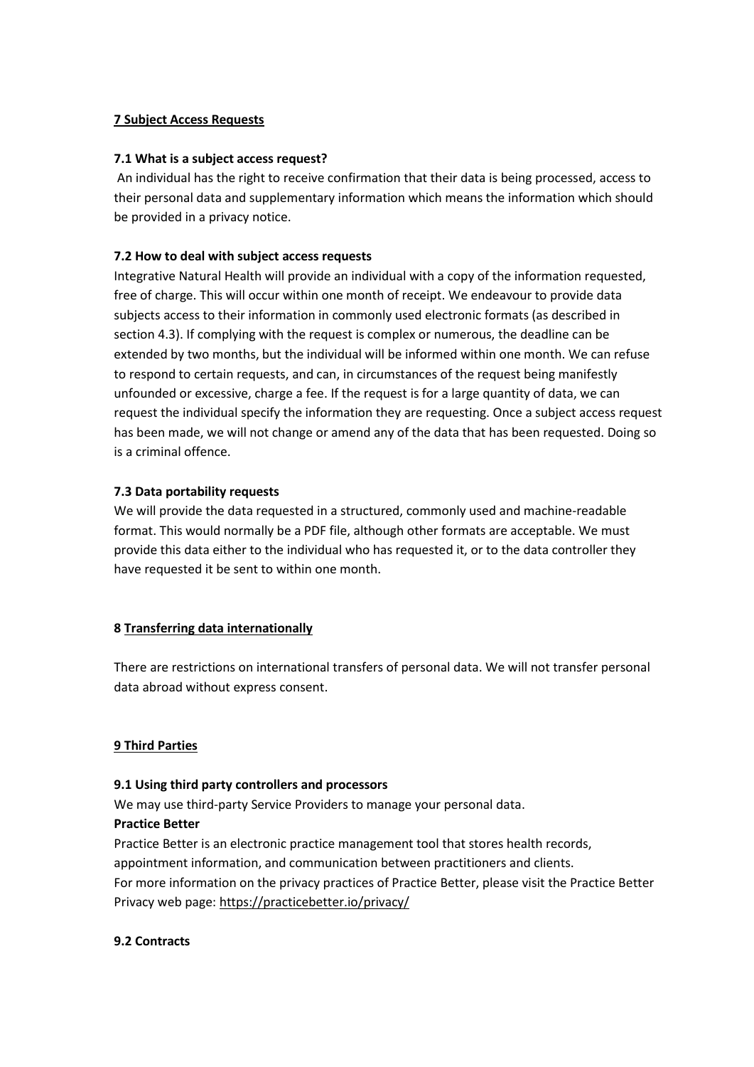## 7 Subject Access Requests

### 7.1 What is a subject access request?

An individual has the right to receive confirmation that their data is being processed, access to their personal data and supplementary information which means the information which should be provided in a privacy notice.

### 7.2 How to deal with subject access requests

Integrative Natural Health will provide an individual with a copy of the information requested, free of charge. This will occur within one month of receipt. We endeavour to provide data subjects access to their information in commonly used electronic formats (as described in section 4.3). If complying with the request is complex or numerous, the deadline can be extended by two months, but the individual will be informed within one month. We can refuse to respond to certain requests, and can, in circumstances of the request being manifestly unfounded or excessive, charge a fee. If the request is for a large quantity of data, we can request the individual specify the information they are requesting. Once a subject access request has been made, we will not change or amend any of the data that has been requested. Doing so is a criminal offence.

### 7.3 Data portability requests

We will provide the data requested in a structured, commonly used and machine-readable format. This would normally be a PDF file, although other formats are acceptable. We must provide this data either to the individual who has requested it, or to the data controller they have requested it be sent to within one month.

## 8 Transferring data internationally

There are restrictions on international transfers of personal data. We will not transfer personal data abroad without express consent.

## 9 Third Parties

### 9.1 Using third party controllers and processors

We may use third-party Service Providers to manage your personal data.

**Practice Better**

Practice Better is an electronic practice management tool that stores health records, appointment information, and communication between practitioners and clients.
For more information on the privacy practices of Practice Better, please visit the Practice Better Privacy web page: https://practicebetter.io/privacy/

### 9.2 Contracts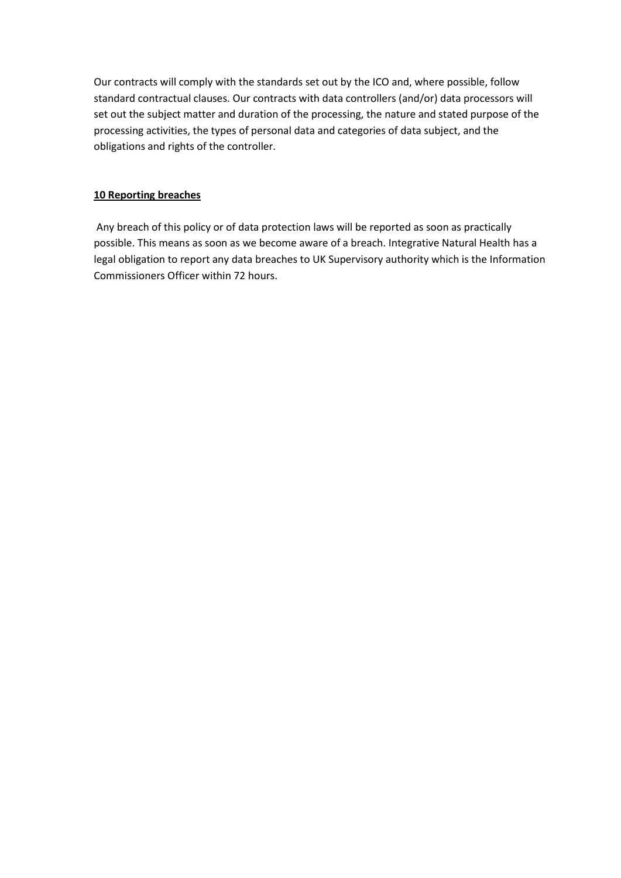Our contracts will comply with the standards set out by the ICO and, where possible, follow standard contractual clauses. Our contracts with data controllers (and/or) data processors will set out the subject matter and duration of the processing, the nature and stated purpose of the processing activities, the types of personal data and categories of data subject, and the obligations and rights of the controller.

## **10 Reporting breaches**

Any breach of this policy or of data protection laws will be reported as soon as practically possible. This means as soon as we become aware of a breach. Integrative Natural Health has a legal obligation to report any data breaches to UK Supervisory authority which is the Information Commissioners Officer within 72 hours.